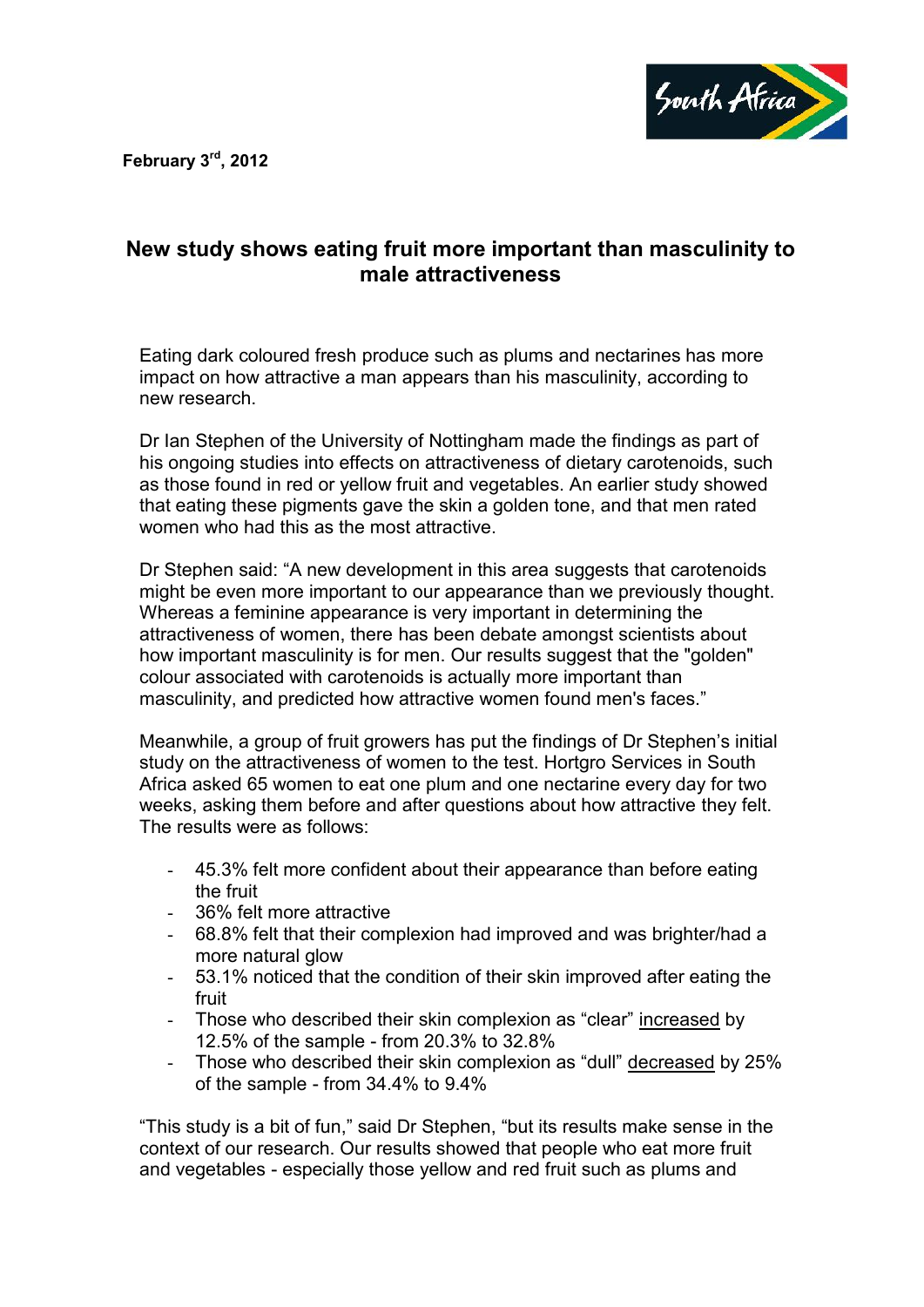**February 3[rd], 2012**

## New study shows eating fruit more important than masculinity to male attractiveness

Eating dark coloured fresh produce such as plums and nectarines has more impact on how attractive a man appears than his masculinity, according to new research.

Dr Ian Stephen of the University of Nottingham made the findings as part of his ongoing studies into effects on attractiveness of dietary carotenoids, such as those found in red or yellow fruit and vegetables. An earlier study showed that eating these pigments gave the skin a golden tone, and that men rated women who had this as the most attractive.

Dr Stephen said: "A new development in this area suggests that carotenoids might be even more important to our appearance than we previously thought. Whereas a feminine appearance is very important in determining the attractiveness of women, there has been debate amongst scientists about how important masculinity is for men. Our results suggest that the "golden" colour associated with carotenoids is actually more important than masculinity, and predicted how attractive women found men's faces."

Meanwhile, a group of fruit growers has put the findings of Dr Stephen's initial study on the attractiveness of women to the test. Hortgro Services in South Africa asked 65 women to eat one plum and one nectarine every day for two weeks, asking them before and after questions about how attractive they felt. The results were as follows:

- 45.3% felt more confident about their appearance than before eating the fruit
- 36% felt more attractive
- 68.8% felt that their complexion had improved and was brighter/had a more natural glow
- 53.1% noticed that the condition of their skin improved after eating the fruit
- Those who described their skin complexion as "clear" <u>increased</u> by 12.5% of the sample - from 20.3% to 32.8%
- Those who described their skin complexion as "dull" <u>decreased</u> by 25% of the sample - from 34.4% to 9.4%

"This study is a bit of fun," said Dr Stephen, "but its results make sense in the context of our research. Our results showed that people who eat more fruit and vegetables - especially those yellow and red fruit such as plums and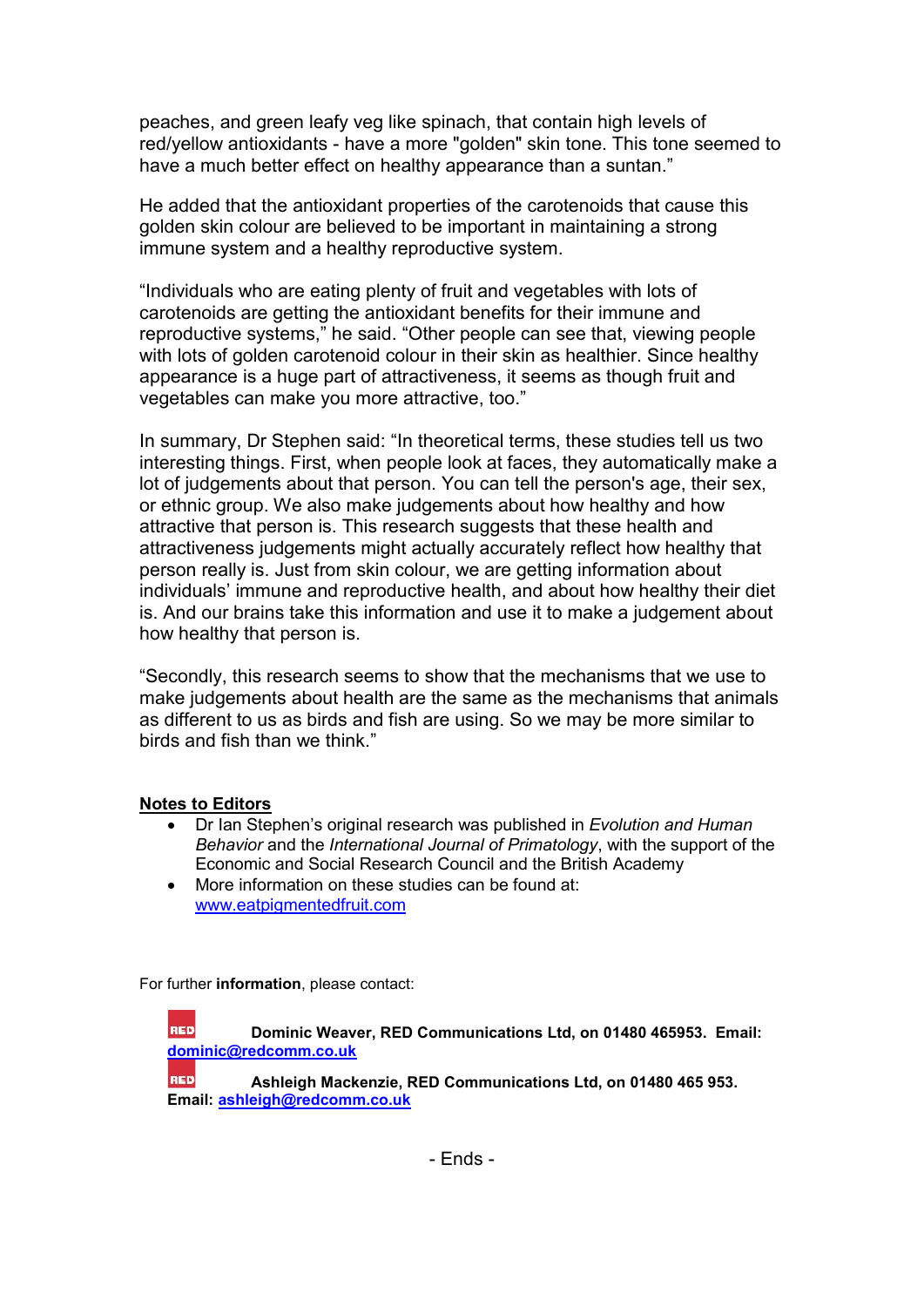peaches, and green leafy veg like spinach, that contain high levels of red/yellow antioxidants - have a more "golden" skin tone. This tone seemed to have a much better effect on healthy appearance than a suntan."

He added that the antioxidant properties of the carotenoids that cause this golden skin colour are believed to be important in maintaining a strong immune system and a healthy reproductive system.

"Individuals who are eating plenty of fruit and vegetables with lots of carotenoids are getting the antioxidant benefits for their immune and reproductive systems," he said. "Other people can see that, viewing people with lots of golden carotenoid colour in their skin as healthier. Since healthy appearance is a huge part of attractiveness, it seems as though fruit and vegetables can make you more attractive, too."

In summary, Dr Stephen said: "In theoretical terms, these studies tell us two interesting things. First, when people look at faces, they automatically make a lot of judgements about that person. You can tell the person's age, their sex, or ethnic group. We also make judgements about how healthy and how attractive that person is. This research suggests that these health and attractiveness judgements might actually accurately reflect how healthy that person really is. Just from skin colour, we are getting information about individuals' immune and reproductive health, and about how healthy their diet is. And our brains take this information and use it to make a judgement about how healthy that person is.

"Secondly, this research seems to show that the mechanisms that we use to make judgements about health are the same as the mechanisms that animals as different to us as birds and fish are using. So we may be more similar to birds and fish than we think."

**Notes to Editors**

- Dr Ian Stephen's original research was published in *Evolution and Human Behavior* and the *International Journal of Primatology*, with the support of the Economic and Social Research Council and the British Academy
- More information on these studies can be found at: www.eatpigmentedfruit.com

For further **information**, please contact:

RED **Dominic Weaver, RED Communications Ltd, on 01480 465953. Email: dominic@redcomm.co.uk**

RED **Ashleigh Mackenzie, RED Communications Ltd, on 01480 465 953. Email: ashleigh@redcomm.co.uk**

- Ends -